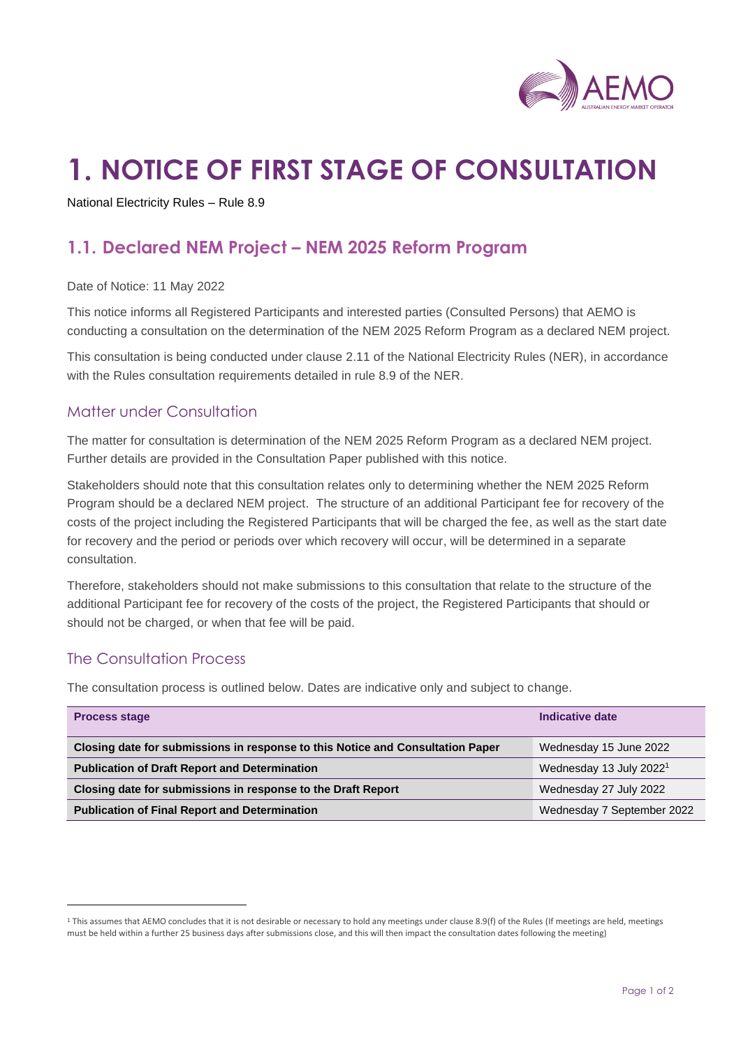# 1. NOTICE OF FIRST STAGE OF CONSULTATION

National Electricity Rules – Rule 8.9

## 1.1. Declared NEM Project – NEM 2025 Reform Program

Date of Notice: 11 May 2022

This notice informs all Registered Participants and interested parties (Consulted Persons) that AEMO is conducting a consultation on the determination of the NEM 2025 Reform Program as a declared NEM project.

This consultation is being conducted under clause 2.11 of the National Electricity Rules (NER), in accordance with the Rules consultation requirements detailed in rule 8.9 of the NER.

### Matter under Consultation

The matter for consultation is determination of the NEM 2025 Reform Program as a declared NEM project. Further details are provided in the Consultation Paper published with this notice.

Stakeholders should note that this consultation relates only to determining whether the NEM 2025 Reform Program should be a declared NEM project. The structure of an additional Participant fee for recovery of the costs of the project including the Registered Participants that will be charged the fee, as well as the start date for recovery and the period or periods over which recovery will occur, will be determined in a separate consultation.

Therefore, stakeholders should not make submissions to this consultation that relate to the structure of the additional Participant fee for recovery of the costs of the project, the Registered Participants that should or should not be charged, or when that fee will be paid.

### The Consultation Process

The consultation process is outlined below. Dates are indicative only and subject to change.

| Process stage | Indicative date |
|---|---|
| **Closing date for submissions in response to this Notice and Consultation Paper** | Wednesday 15 June 2022 |
| **Publication of Draft Report and Determination** | Wednesday 13 July 2022[1] |
| **Closing date for submissions in response to the Draft Report** | Wednesday 27 July 2022 |
| **Publication of Final Report and Determination** | Wednesday 7 September 2022 |

[1] This assumes that AEMO concludes that it is not desirable or necessary to hold any meetings under clause 8.9(f) of the Rules (If meetings are held, meetings must be held within a further 25 business days after submissions close, and this will then impact the consultation dates following the meeting)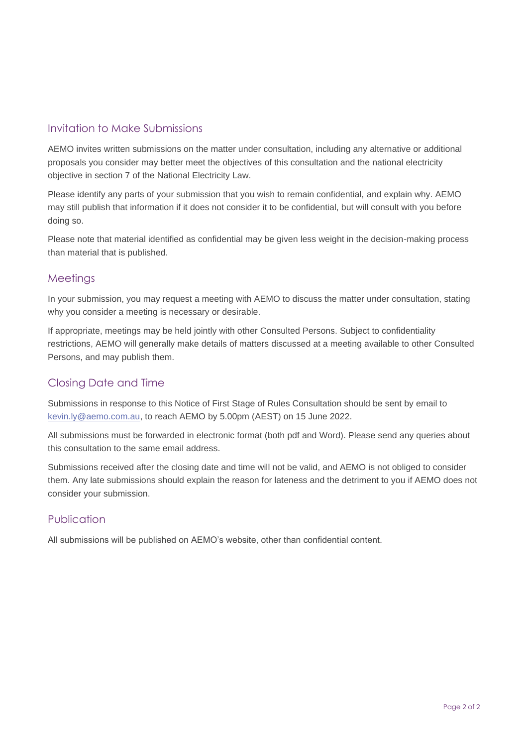## Invitation to Make Submissions

AEMO invites written submissions on the matter under consultation, including any alternative or additional proposals you consider may better meet the objectives of this consultation and the national electricity objective in section 7 of the National Electricity Law.

Please identify any parts of your submission that you wish to remain confidential, and explain why. AEMO may still publish that information if it does not consider it to be confidential, but will consult with you before doing so.

Please note that material identified as confidential may be given less weight in the decision-making process than material that is published.

## Meetings

In your submission, you may request a meeting with AEMO to discuss the matter under consultation, stating why you consider a meeting is necessary or desirable.

If appropriate, meetings may be held jointly with other Consulted Persons. Subject to confidentiality restrictions, AEMO will generally make details of matters discussed at a meeting available to other Consulted Persons, and may publish them.

## Closing Date and Time

Submissions in response to this Notice of First Stage of Rules Consultation should be sent by email to kevin.ly@aemo.com.au, to reach AEMO by 5.00pm (AEST) on 15 June 2022.

All submissions must be forwarded in electronic format (both pdf and Word). Please send any queries about this consultation to the same email address.

Submissions received after the closing date and time will not be valid, and AEMO is not obliged to consider them. Any late submissions should explain the reason for lateness and the detriment to you if AEMO does not consider your submission.

## Publication

All submissions will be published on AEMO's website, other than confidential content.